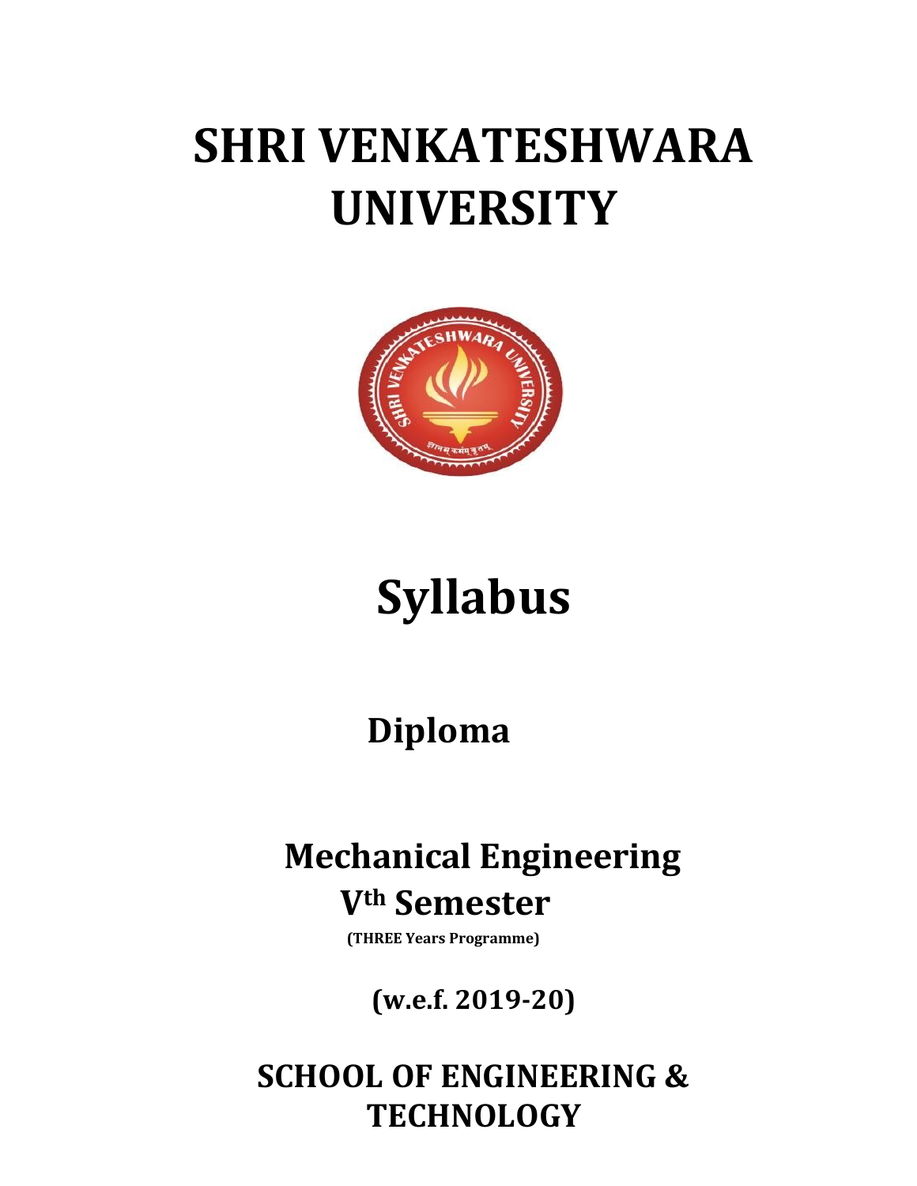# SHRI VENKATESHWARA UNIVERSITY

# Syllabus

## Diploma

## Mechanical Engineering

## V[th] Semester

**(THREE Years Programme)**

**(w.e.f. 2019-20)**

## SCHOOL OF ENGINEERING & TECHNOLOGY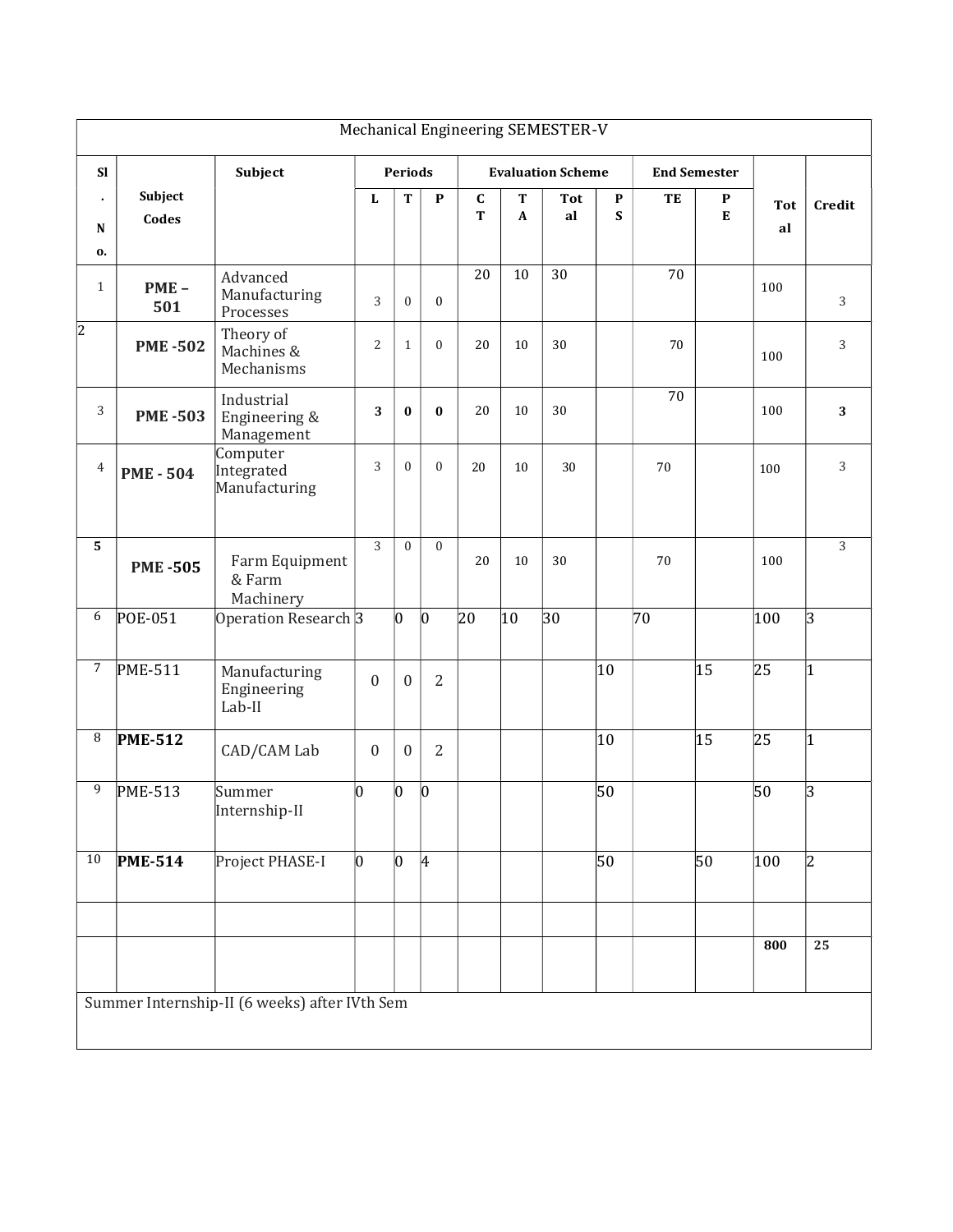| Mechanical Engineering SEMESTER-V | | | | | | | | | | | | | |
|---|---|---|---|---|---|---|---|---|---|---|---|---|---|
| Sl. No. | Subject Codes | Subject | Periods | | | Evaluation Scheme | | | | End Semester | | Total | Credit |
| | | | L | T | P | CT | TA | Total | PS | TE | PE | | |
| 1 | **PME – 501** | Advanced Manufacturing Processes | 3 | 0 | 0 | 20 | 10 | 30 | | 70 | | 100 | 3 |
| 2 | **PME -502** | Theory of Machines & Mechanisms | 2 | 1 | 0 | 20 | 10 | 30 | | 70 | | 100 | 3 |
| 3 | **PME -503** | Industrial Engineering & Management | **3** | **0** | **0** | 20 | 10 | 30 | | 70 | | 100 | **3** |
| 4 | **PME - 504** | Computer Integrated Manufacturing | 3 | 0 | 0 | 20 | 10 | 30 | | 70 | | 100 | 3 |
| **5** | **PME -505** | Farm Equipment & Farm Machinery | 3 | 0 | 0 | 20 | 10 | 30 | | 70 | | 100 | 3 |
| 6 | POE-051 | Operation Research | 3 | 0 | 0 | 20 | 10 | 30 | | 70 | | 100 | 3 |
| 7 | PME-511 | Manufacturing Engineering Lab-II | 0 | 0 | 2 | | | | 10 | | 15 | 25 | 1 |
| 8 | **PME-512** | CAD/CAM Lab | 0 | 0 | 2 | | | | 10 | | 15 | 25 | 1 |
| 9 | PME-513 | Summer Internship-II | 0 | 0 | 0 | | | | 50 | | | 50 | 3 |
| 10 | **PME-514** | Project PHASE-I | 0 | 0 | 4 | | | | 50 | | 50 | 100 | 2 |
| | | | | | | | | | | | | | |
| | | | | | | | | | | | | **800** | **25** |
| Summer Internship-II (6 weeks) after IVth Sem | | | | | | | | | | | | | |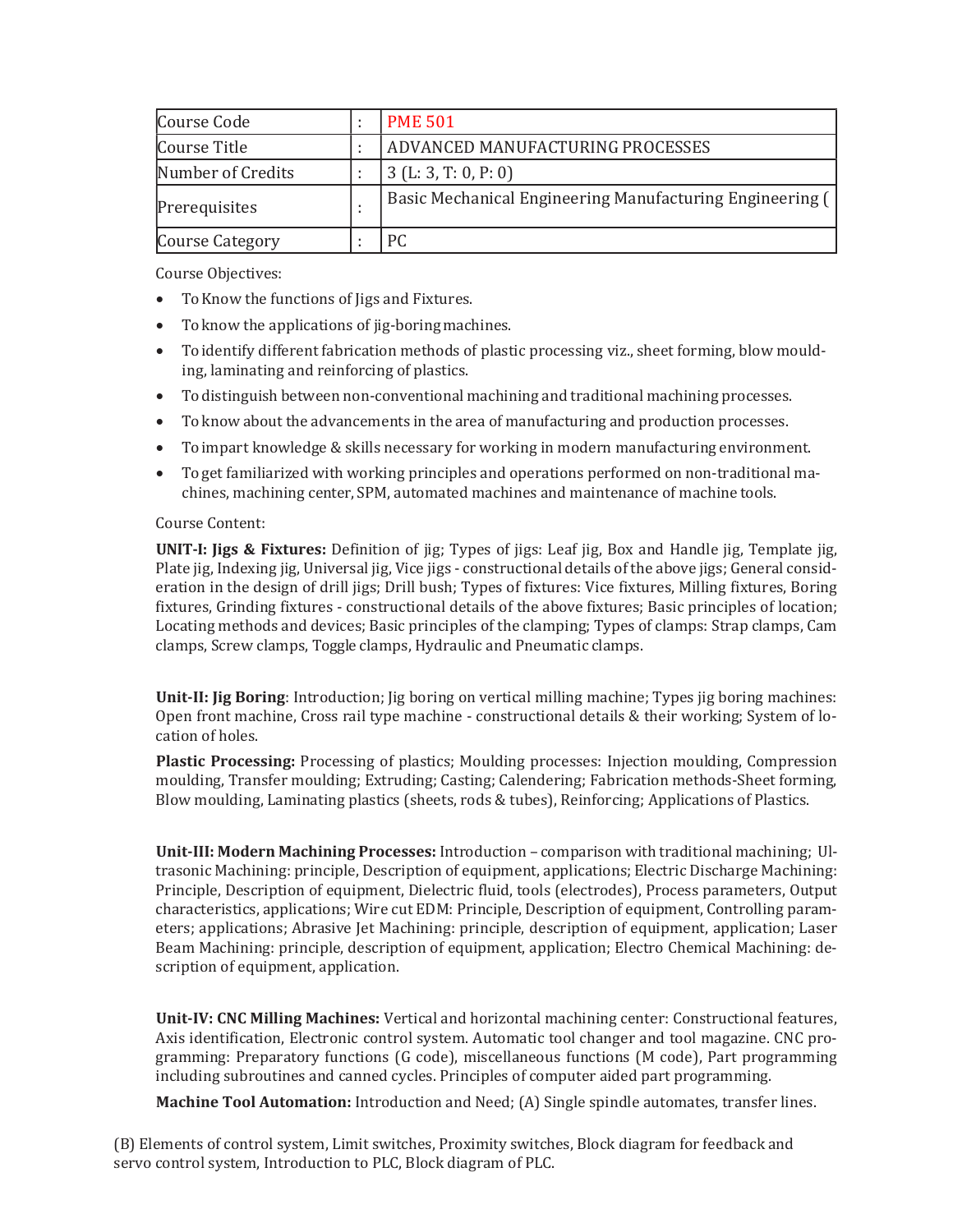| | | |
|---|---|---|
| Course Code | : | PME 501 |
| Course Title | : | ADVANCED MANUFACTURING PROCESSES |
| Number of Credits | : | 3 (L: 3, T: 0, P: 0) |
| Prerequisites | : | Basic Mechanical Engineering Manufacturing Engineering ( |
| Course Category | : | PC |

Course Objectives:

- To Know the functions of Jigs and Fixtures.
- To know the applications of jig-boring machines.
- To identify different fabrication methods of plastic processing viz., sheet forming, blow moulding, laminating and reinforcing of plastics.
- To distinguish between non-conventional machining and traditional machining processes.
- To know about the advancements in the area of manufacturing and production processes.
- To impart knowledge & skills necessary for working in modern manufacturing environment.
- To get familiarized with working principles and operations performed on non-traditional machines, machining center, SPM, automated machines and maintenance of machine tools.

Course Content:

**UNIT-I: Jigs & Fixtures:** Definition of jig; Types of jigs: Leaf jig, Box and Handle jig, Template jig, Plate jig, Indexing jig, Universal jig, Vice jigs - constructional details of the above jigs; General consideration in the design of drill jigs; Drill bush; Types of fixtures: Vice fixtures, Milling fixtures, Boring fixtures, Grinding fixtures - constructional details of the above fixtures; Basic principles of location; Locating methods and devices; Basic principles of the clamping; Types of clamps: Strap clamps, Cam clamps, Screw clamps, Toggle clamps, Hydraulic and Pneumatic clamps.

**Unit-II: Jig Boring**: Introduction; Jig boring on vertical milling machine; Types jig boring machines: Open front machine, Cross rail type machine - constructional details & their working; System of location of holes.

**Plastic Processing:** Processing of plastics; Moulding processes: Injection moulding, Compression moulding, Transfer moulding; Extruding; Casting; Calendering; Fabrication methods-Sheet forming, Blow moulding, Laminating plastics (sheets, rods & tubes), Reinforcing; Applications of Plastics.

**Unit-III: Modern Machining Processes:** Introduction – comparison with traditional machining; Ultrasonic Machining: principle, Description of equipment, applications; Electric Discharge Machining: Principle, Description of equipment, Dielectric fluid, tools (electrodes), Process parameters, Output characteristics, applications; Wire cut EDM: Principle, Description of equipment, Controlling parameters; applications; Abrasive Jet Machining: principle, description of equipment, application; Laser Beam Machining: principle, description of equipment, application; Electro Chemical Machining: description of equipment, application.

**Unit-IV: CNC Milling Machines:** Vertical and horizontal machining center: Constructional features, Axis identification, Electronic control system. Automatic tool changer and tool magazine. CNC programming: Preparatory functions (G code), miscellaneous functions (M code), Part programming including subroutines and canned cycles. Principles of computer aided part programming.

**Machine Tool Automation:** Introduction and Need; (A) Single spindle automates, transfer lines.

(B) Elements of control system, Limit switches, Proximity switches, Block diagram for feedback and servo control system, Introduction to PLC, Block diagram of PLC.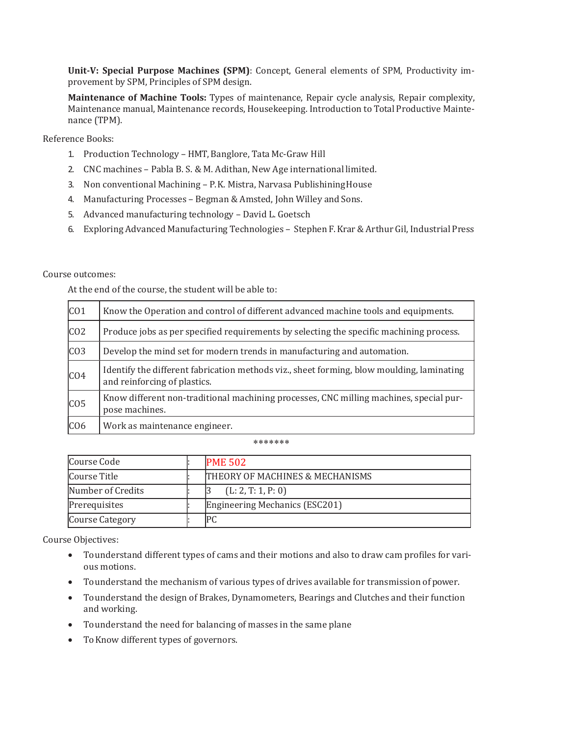**Unit-V: Special Purpose Machines (SPM)**: Concept, General elements of SPM, Productivity improvement by SPM, Principles of SPM design.

**Maintenance of Machine Tools:** Types of maintenance, Repair cycle analysis, Repair complexity, Maintenance manual, Maintenance records, Housekeeping. Introduction to Total Productive Maintenance (TPM).

Reference Books:

1. Production Technology – HMT, Banglore, Tata Mc-Graw Hill
2. CNC machines – Pabla B. S. & M. Adithan, New Age international limited.
3. Non conventional Machining – P. K. Mistra, Narvasa PublishiningHouse
4. Manufacturing Processes – Begman & Amsted, John Willey and Sons.
5. Advanced manufacturing technology – David L. Goetsch
6. Exploring Advanced Manufacturing Technologies – Stephen F. Krar & Arthur Gil, Industrial Press

Course outcomes:

At the end of the course, the student will be able to:

| | |
|---|---|
| CO1 | Know the Operation and control of different advanced machine tools and equipments. |
| CO2 | Produce jobs as per specified requirements by selecting the specific machining process. |
| CO3 | Develop the mind set for modern trends in manufacturing and automation. |
| CO4 | Identify the different fabrication methods viz., sheet forming, blow moulding, laminating and reinforcing of plastics. |
| CO5 | Know different non-traditional machining processes, CNC milling machines, special purpose machines. |
| CO6 | Work as maintenance engineer. |

*******

| | | |
|---|---|---|
| Course Code | : | PME 502 |
| Course Title | : | THEORY OF MACHINES & MECHANISMS |
| Number of Credits | : | 3 (L: 2, T: 1, P: 0) |
| Prerequisites | : | Engineering Mechanics (ESC201) |
| Course Category | : | PC |

Course Objectives:

- Tounderstand different types of cams and their motions and also to draw cam profiles for various motions.
- Tounderstand the mechanism of various types of drives available for transmission of power.
- Tounderstand the design of Brakes, Dynamometers, Bearings and Clutches and their function and working.
- Tounderstand the need for balancing of masses in the same plane
- To Know different types of governors.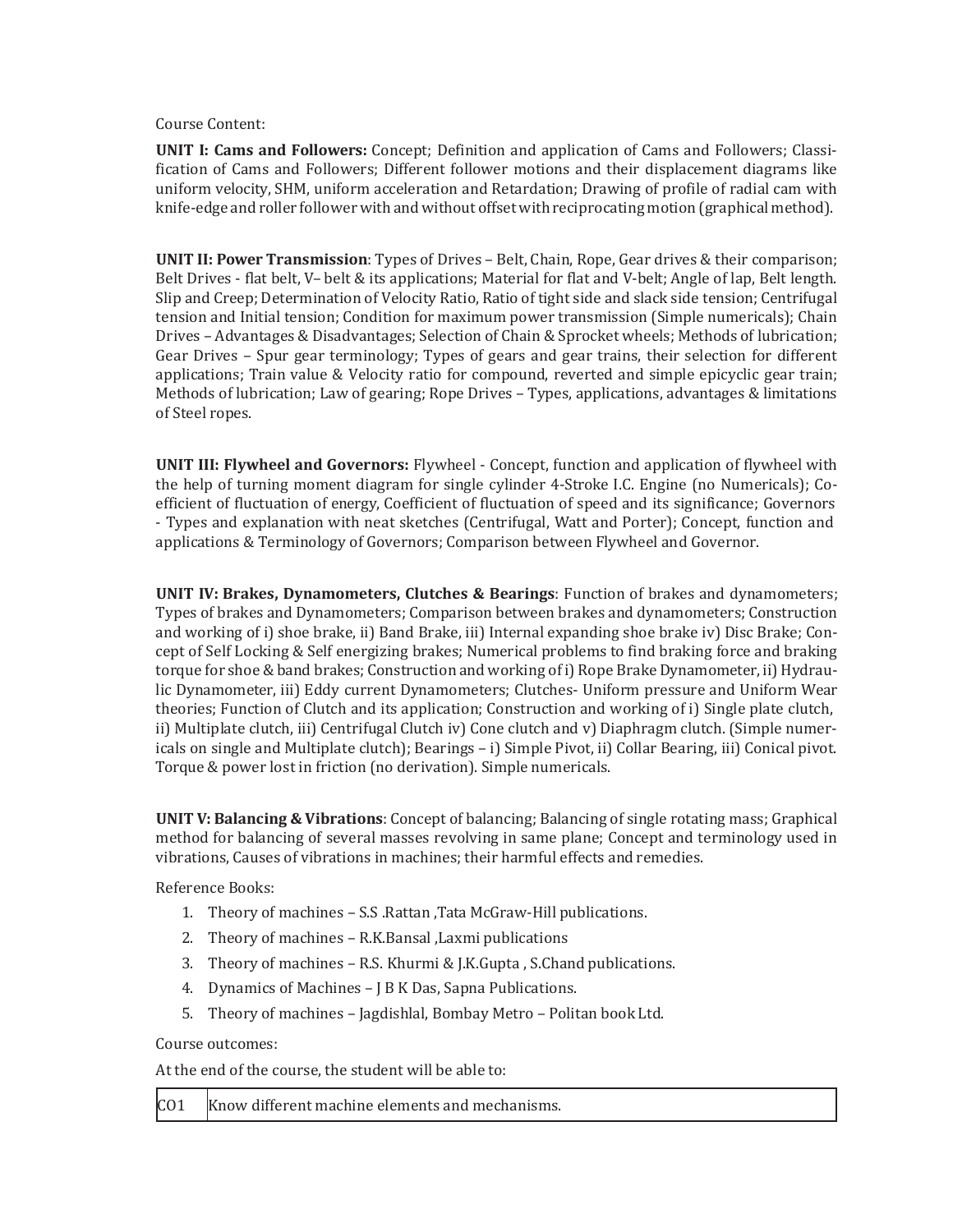Course Content:

**UNIT I: Cams and Followers:** Concept; Definition and application of Cams and Followers; Classification of Cams and Followers; Different follower motions and their displacement diagrams like uniform velocity, SHM, uniform acceleration and Retardation; Drawing of profile of radial cam with knife-edge and roller follower with and without offset with reciprocating motion (graphical method).

**UNIT II: Power Transmission**: Types of Drives – Belt, Chain, Rope, Gear drives & their comparison; Belt Drives - flat belt, V– belt & its applications; Material for flat and V-belt; Angle of lap, Belt length. Slip and Creep; Determination of Velocity Ratio, Ratio of tight side and slack side tension; Centrifugal tension and Initial tension; Condition for maximum power transmission (Simple numericals); Chain Drives – Advantages & Disadvantages; Selection of Chain & Sprocket wheels; Methods of lubrication; Gear Drives – Spur gear terminology; Types of gears and gear trains, their selection for different applications; Train value & Velocity ratio for compound, reverted and simple epicyclic gear train; Methods of lubrication; Law of gearing; Rope Drives – Types, applications, advantages & limitations of Steel ropes.

**UNIT III: Flywheel and Governors:** Flywheel - Concept, function and application of flywheel with the help of turning moment diagram for single cylinder 4-Stroke I.C. Engine (no Numericals); Coefficient of fluctuation of energy, Coefficient of fluctuation of speed and its significance; Governors - Types and explanation with neat sketches (Centrifugal, Watt and Porter); Concept, function and applications & Terminology of Governors; Comparison between Flywheel and Governor.

**UNIT IV: Brakes, Dynamometers, Clutches & Bearings**: Function of brakes and dynamometers; Types of brakes and Dynamometers; Comparison between brakes and dynamometers; Construction and working of i) shoe brake, ii) Band Brake, iii) Internal expanding shoe brake iv) Disc Brake; Concept of Self Locking & Self energizing brakes; Numerical problems to find braking force and braking torque for shoe & band brakes; Construction and working of i) Rope Brake Dynamometer, ii) Hydraulic Dynamometer, iii) Eddy current Dynamometers; Clutches- Uniform pressure and Uniform Wear theories; Function of Clutch and its application; Construction and working of i) Single plate clutch, ii) Multiplate clutch, iii) Centrifugal Clutch iv) Cone clutch and v) Diaphragm clutch. (Simple numericals on single and Multiplate clutch); Bearings – i) Simple Pivot, ii) Collar Bearing, iii) Conical pivot. Torque & power lost in friction (no derivation). Simple numericals.

**UNIT V: Balancing & Vibrations**: Concept of balancing; Balancing of single rotating mass; Graphical method for balancing of several masses revolving in same plane; Concept and terminology used in vibrations, Causes of vibrations in machines; their harmful effects and remedies.

Reference Books:

1. Theory of machines – S.S .Rattan ,Tata McGraw-Hill publications.
2. Theory of machines – R.K.Bansal ,Laxmi publications
3. Theory of machines – R.S. Khurmi & J.K.Gupta , S.Chand publications.
4. Dynamics of Machines – J B K Das, Sapna Publications.
5. Theory of machines – Jagdishlal, Bombay Metro – Politan book Ltd.

Course outcomes:

At the end of the course, the student will be able to:

| | |
|---|---|
| CO1 | Know different machine elements and mechanisms. |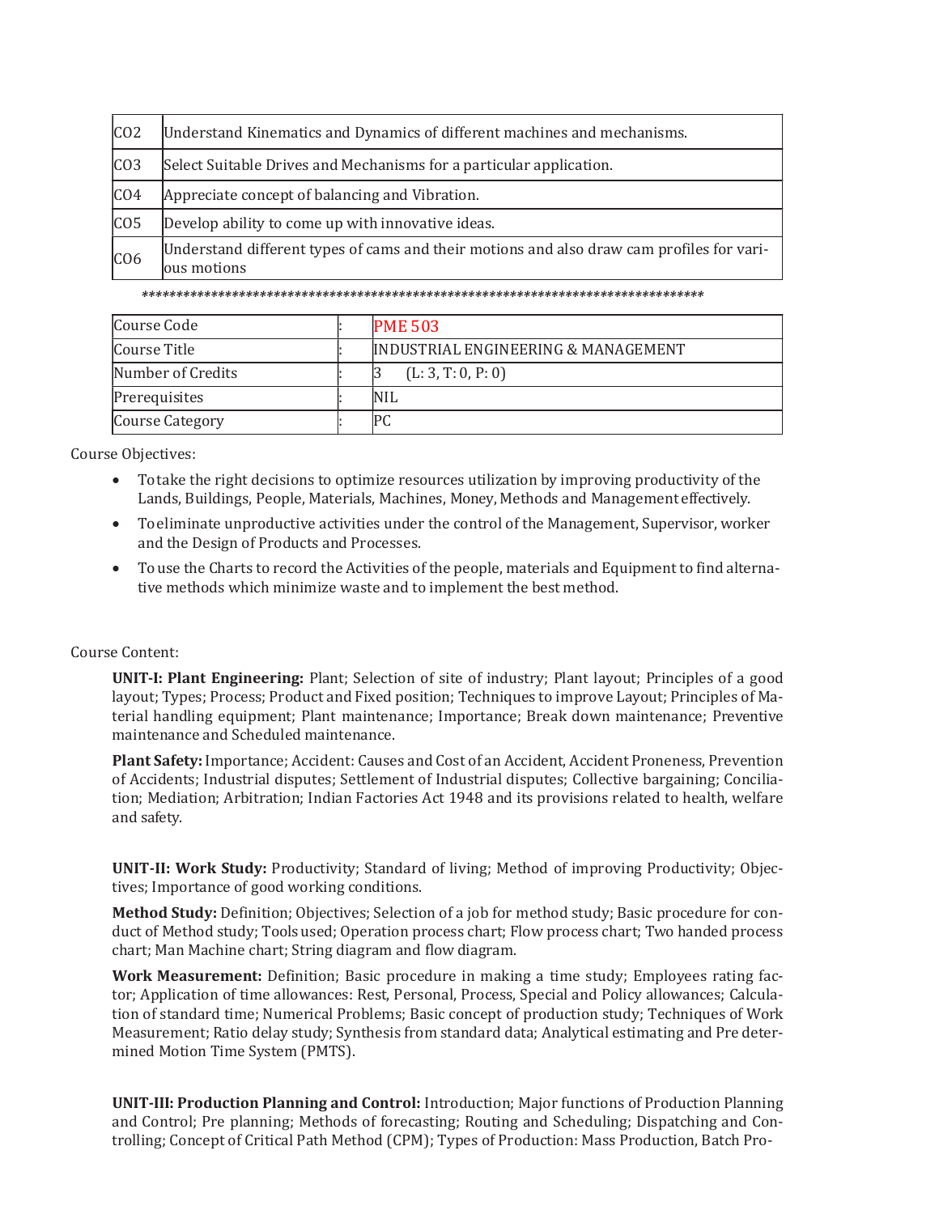| | |
|---|---|
| CO2 | Understand Kinematics and Dynamics of different machines and mechanisms. |
| CO3 | Select Suitable Drives and Mechanisms for a particular application. |
| CO4 | Appreciate concept of balancing and Vibration. |
| CO5 | Develop ability to come up with innovative ideas. |
| CO6 | Understand different types of cams and their motions and also draw cam profiles for various motions |

***********************************************************************************

| | | |
|---|---|---|
| Course Code | : | PME 503 |
| Course Title | : | INDUSTRIAL ENGINEERING & MANAGEMENT |
| Number of Credits | : | 3 (L: 3, T: 0, P: 0) |
| Prerequisites | : | NIL |
| Course Category | : | PC |

Course Objectives:

- To take the right decisions to optimize resources utilization by improving productivity of the Lands, Buildings, People, Materials, Machines, Money, Methods and Management effectively.
- To eliminate unproductive activities under the control of the Management, Supervisor, worker and the Design of Products and Processes.
- To use the Charts to record the Activities of the people, materials and Equipment to find alternative methods which minimize waste and to implement the best method.

Course Content:

**UNIT-I: Plant Engineering:** Plant; Selection of site of industry; Plant layout; Principles of a good layout; Types; Process; Product and Fixed position; Techniques to improve Layout; Principles of Material handling equipment; Plant maintenance; Importance; Break down maintenance; Preventive maintenance and Scheduled maintenance.

**Plant Safety:** Importance; Accident: Causes and Cost of an Accident, Accident Proneness, Prevention of Accidents; Industrial disputes; Settlement of Industrial disputes; Collective bargaining; Conciliation; Mediation; Arbitration; Indian Factories Act 1948 and its provisions related to health, welfare and safety.

**UNIT-II: Work Study:** Productivity; Standard of living; Method of improving Productivity; Objectives; Importance of good working conditions.

**Method Study:** Definition; Objectives; Selection of a job for method study; Basic procedure for conduct of Method study; Tools used; Operation process chart; Flow process chart; Two handed process chart; Man Machine chart; String diagram and flow diagram.

**Work Measurement:** Definition; Basic procedure in making a time study; Employees rating factor; Application of time allowances: Rest, Personal, Process, Special and Policy allowances; Calculation of standard time; Numerical Problems; Basic concept of production study; Techniques of Work Measurement; Ratio delay study; Synthesis from standard data; Analytical estimating and Pre determined Motion Time System (PMTS).

**UNIT-III: Production Planning and Control:** Introduction; Major functions of Production Planning and Control; Pre planning; Methods of forecasting; Routing and Scheduling; Dispatching and Controlling; Concept of Critical Path Method (CPM); Types of Production: Mass Production, Batch Pro-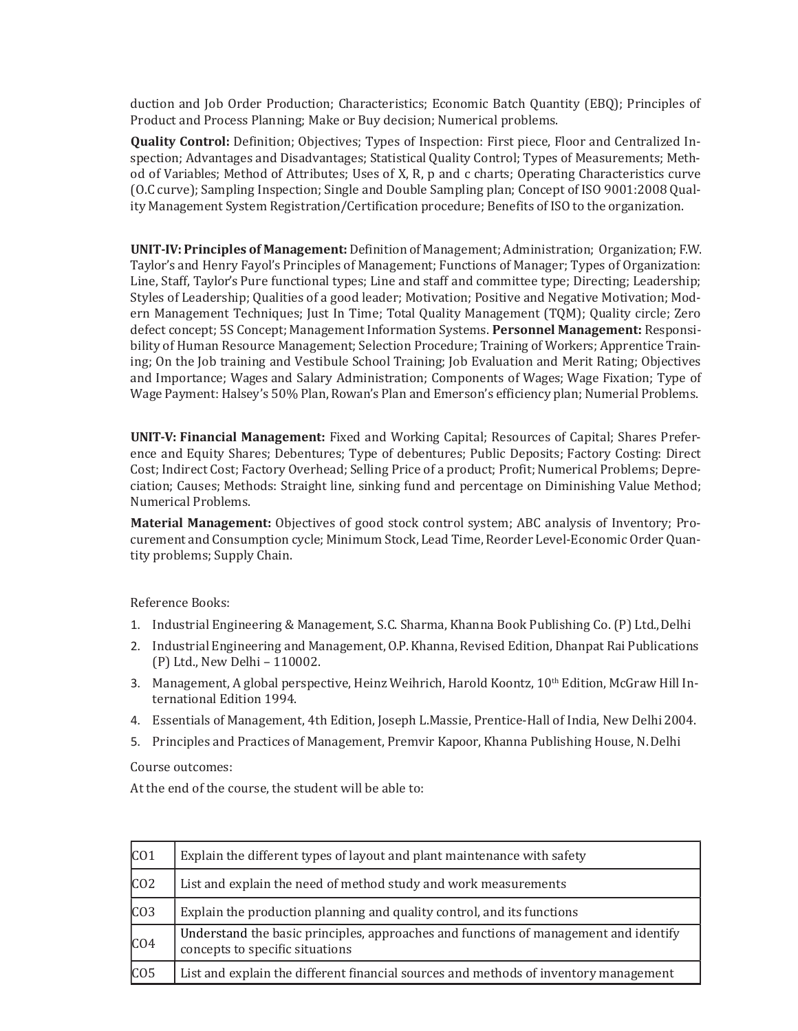duction and Job Order Production; Characteristics; Economic Batch Quantity (EBQ); Principles of Product and Process Planning; Make or Buy decision; Numerical problems.

**Quality Control:** Definition; Objectives; Types of Inspection: First piece, Floor and Centralized Inspection; Advantages and Disadvantages; Statistical Quality Control; Types of Measurements; Method of Variables; Method of Attributes; Uses of X, R, p and c charts; Operating Characteristics curve (O.C curve); Sampling Inspection; Single and Double Sampling plan; Concept of ISO 9001:2008 Quality Management System Registration/Certification procedure; Benefits of ISO to the organization.

**UNIT-IV: Principles of Management:** Definition of Management; Administration; Organization; F.W. Taylor's and Henry Fayol's Principles of Management; Functions of Manager; Types of Organization: Line, Staff, Taylor's Pure functional types; Line and staff and committee type; Directing; Leadership; Styles of Leadership; Qualities of a good leader; Motivation; Positive and Negative Motivation; Modern Management Techniques; Just In Time; Total Quality Management (TQM); Quality circle; Zero defect concept; 5S Concept; Management Information Systems. **Personnel Management:** Responsibility of Human Resource Management; Selection Procedure; Training of Workers; Apprentice Training; On the Job training and Vestibule School Training; Job Evaluation and Merit Rating; Objectives and Importance; Wages and Salary Administration; Components of Wages; Wage Fixation; Type of Wage Payment: Halsey's 50% Plan, Rowan's Plan and Emerson's efficiency plan; Numerial Problems.

**UNIT-V: Financial Management:** Fixed and Working Capital; Resources of Capital; Shares Preference and Equity Shares; Debentures; Type of debentures; Public Deposits; Factory Costing: Direct Cost; Indirect Cost; Factory Overhead; Selling Price of a product; Profit; Numerical Problems; Depreciation; Causes; Methods: Straight line, sinking fund and percentage on Diminishing Value Method; Numerical Problems.

**Material Management:** Objectives of good stock control system; ABC analysis of Inventory; Procurement and Consumption cycle; Minimum Stock, Lead Time, Reorder Level-Economic Order Quantity problems; Supply Chain.

Reference Books:

1. Industrial Engineering & Management, S.C. Sharma, Khanna Book Publishing Co. (P) Ltd., Delhi
2. Industrial Engineering and Management, O.P. Khanna, Revised Edition, Dhanpat Rai Publications (P) Ltd., New Delhi – 110002.
3. Management, A global perspective, Heinz Weihrich, Harold Koontz, 10th Edition, McGraw Hill International Edition 1994.
4. Essentials of Management, 4th Edition, Joseph L.Massie, Prentice-Hall of India, New Delhi 2004.
5. Principles and Practices of Management, Premvir Kapoor, Khanna Publishing House, N. Delhi

Course outcomes:

At the end of the course, the student will be able to:

| | |
|---|---|
| CO1 | Explain the different types of layout and plant maintenance with safety |
| CO2 | List and explain the need of method study and work measurements |
| CO3 | Explain the production planning and quality control, and its functions |
| CO4 | Understand the basic principles, approaches and functions of management and identify concepts to specific situations |
| CO5 | List and explain the different financial sources and methods of inventory management |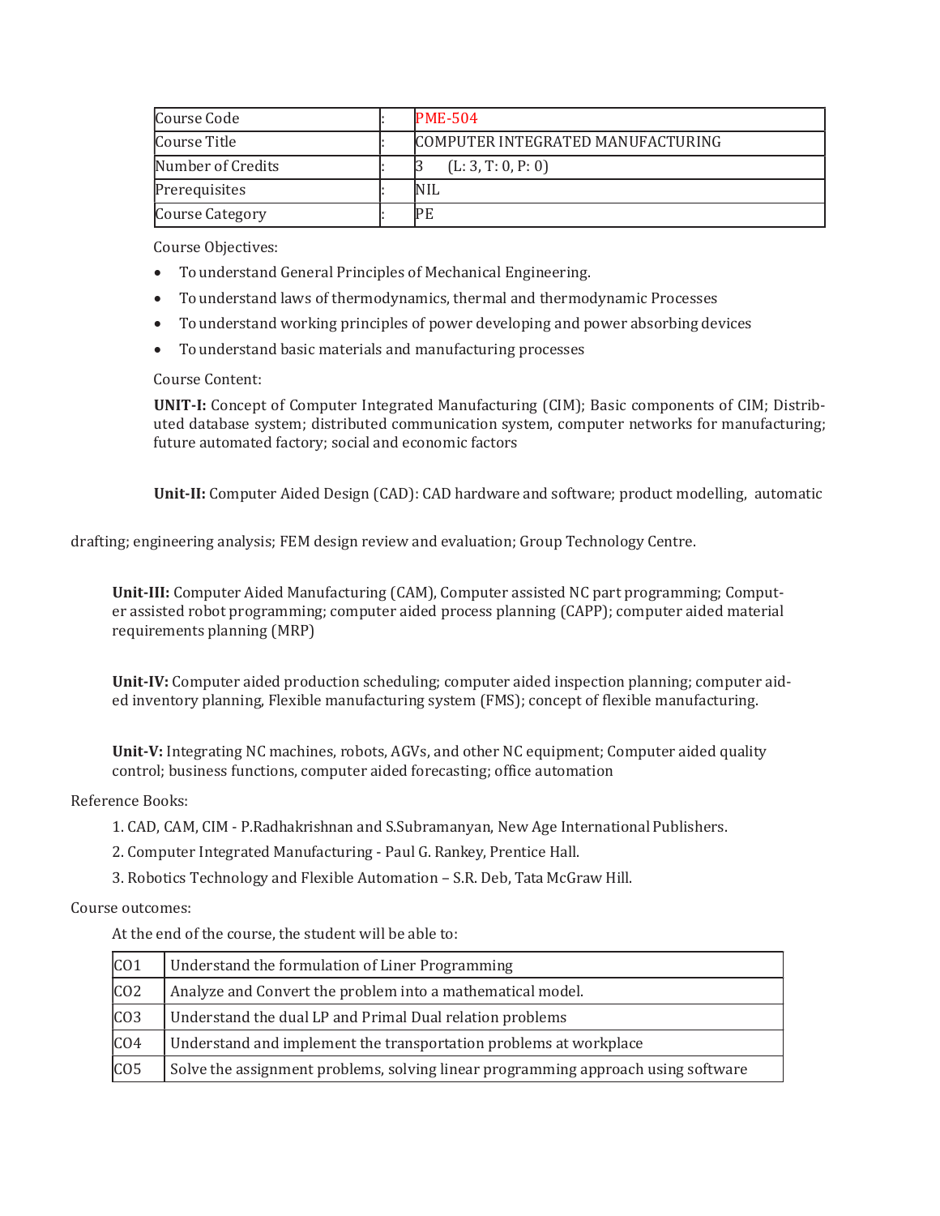| | | |
|---|---|---|
| Course Code | : | PME-504 |
| Course Title | : | COMPUTER INTEGRATED MANUFACTURING |
| Number of Credits | : | 3 (L: 3, T: 0, P: 0) |
| Prerequisites | : | NIL |
| Course Category | : | PE |

Course Objectives:

- To understand General Principles of Mechanical Engineering.
- To understand laws of thermodynamics, thermal and thermodynamic Processes
- To understand working principles of power developing and power absorbing devices
- To understand basic materials and manufacturing processes

Course Content:

**UNIT-I:** Concept of Computer Integrated Manufacturing (CIM); Basic components of CIM; Distributed database system; distributed communication system, computer networks for manufacturing; future automated factory; social and economic factors

**Unit-II:** Computer Aided Design (CAD): CAD hardware and software; product modelling, automatic drafting; engineering analysis; FEM design review and evaluation; Group Technology Centre.

**Unit-III:** Computer Aided Manufacturing (CAM), Computer assisted NC part programming; Computer assisted robot programming; computer aided process planning (CAPP); computer aided material requirements planning (MRP)

**Unit-IV:** Computer aided production scheduling; computer aided inspection planning; computer aided inventory planning, Flexible manufacturing system (FMS); concept of flexible manufacturing.

**Unit-V:** Integrating NC machines, robots, AGVs, and other NC equipment; Computer aided quality control; business functions, computer aided forecasting; office automation

Reference Books:

1. CAD, CAM, CIM - P.Radhakrishnan and S.Subramanyan, New Age International Publishers.
2. Computer Integrated Manufacturing - Paul G. Rankey, Prentice Hall.
3. Robotics Technology and Flexible Automation – S.R. Deb, Tata McGraw Hill.

Course outcomes:

At the end of the course, the student will be able to:

| | |
|---|---|
| CO1 | Understand the formulation of Liner Programming |
| CO2 | Analyze and Convert the problem into a mathematical model. |
| CO3 | Understand the dual LP and Primal Dual relation problems |
| CO4 | Understand and implement the transportation problems at workplace |
| CO5 | Solve the assignment problems, solving linear programming approach using software |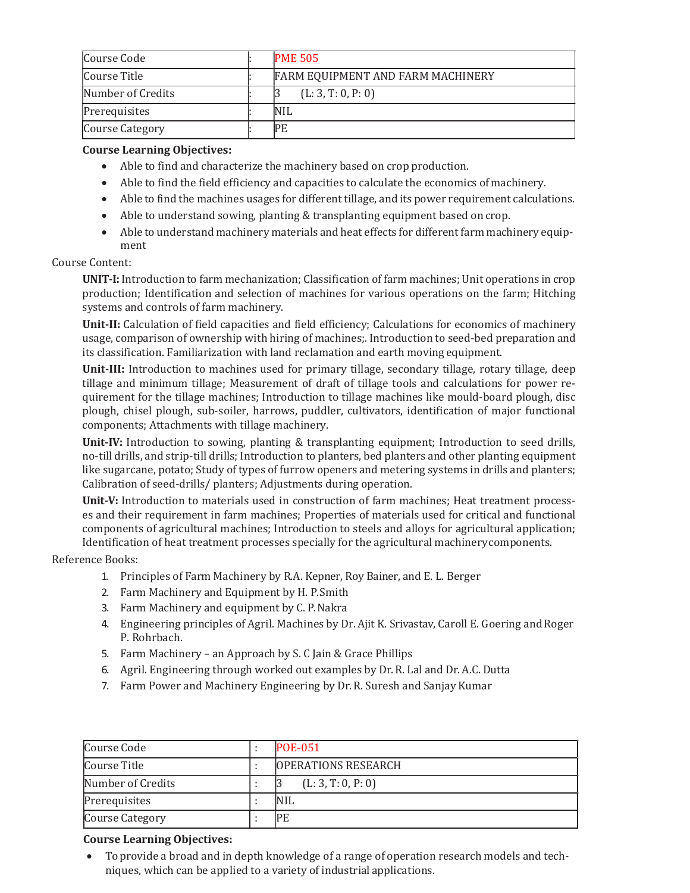| | | |
|---|---|---|
| Course Code | : | PME 505 |
| Course Title | : | FARM EQUIPMENT AND FARM MACHINERY |
| Number of Credits | : | 3 (L: 3, T: 0, P: 0) |
| Prerequisites | : | NIL |
| Course Category | : | PE |

**Course Learning Objectives:**

- Able to find and characterize the machinery based on crop production.
- Able to find the field efficiency and capacities to calculate the economics of machinery.
- Able to find the machines usages for different tillage, and its power requirement calculations.
- Able to understand sowing, planting & transplanting equipment based on crop.
- Able to understand machinery materials and heat effects for different farm machinery equipment

Course Content:

**UNIT-I:** Introduction to farm mechanization; Classification of farm machines; Unit operations in crop production; Identification and selection of machines for various operations on the farm; Hitching systems and controls of farm machinery.

**Unit-II:** Calculation of field capacities and field efficiency; Calculations for economics of machinery usage, comparison of ownership with hiring of machines;. Introduction to seed-bed preparation and its classification. Familiarization with land reclamation and earth moving equipment.

**Unit-III:** Introduction to machines used for primary tillage, secondary tillage, rotary tillage, deep tillage and minimum tillage; Measurement of draft of tillage tools and calculations for power requirement for the tillage machines; Introduction to tillage machines like mould-board plough, disc plough, chisel plough, sub-soiler, harrows, puddler, cultivators, identification of major functional components; Attachments with tillage machinery.

**Unit-IV:** Introduction to sowing, planting & transplanting equipment; Introduction to seed drills, no-till drills, and strip-till drills; Introduction to planters, bed planters and other planting equipment like sugarcane, potato; Study of types of furrow openers and metering systems in drills and planters; Calibration of seed-drills/ planters; Adjustments during operation.

**Unit-V:** Introduction to materials used in construction of farm machines; Heat treatment processes and their requirement in farm machines; Properties of materials used for critical and functional components of agricultural machines; Introduction to steels and alloys for agricultural application; Identification of heat treatment processes specially for the agricultural machinery components.

Reference Books:

1. Principles of Farm Machinery by R.A. Kepner, Roy Bainer, and E. L. Berger
2. Farm Machinery and Equipment by H. P.Smith
3. Farm Machinery and equipment by C. P. Nakra
4. Engineering principles of Agril. Machines by Dr. Ajit K. Srivastav, Caroll E. Goering and Roger P. Rohrbach.
5. Farm Machinery – an Approach by S. C Jain & Grace Phillips
6. Agril. Engineering through worked out examples by Dr. R. Lal and Dr. A.C. Dutta
7. Farm Power and Machinery Engineering by Dr. R. Suresh and Sanjay Kumar

| | | |
|---|---|---|
| Course Code | : | POE-051 |
| Course Title | : | OPERATIONS RESEARCH |
| Number of Credits | : | 3 (L: 3, T: 0, P: 0) |
| Prerequisites | : | NIL |
| Course Category | : | PE |

**Course Learning Objectives:**

- To provide a broad and in depth knowledge of a range of operation research models and techniques, which can be applied to a variety of industrial applications.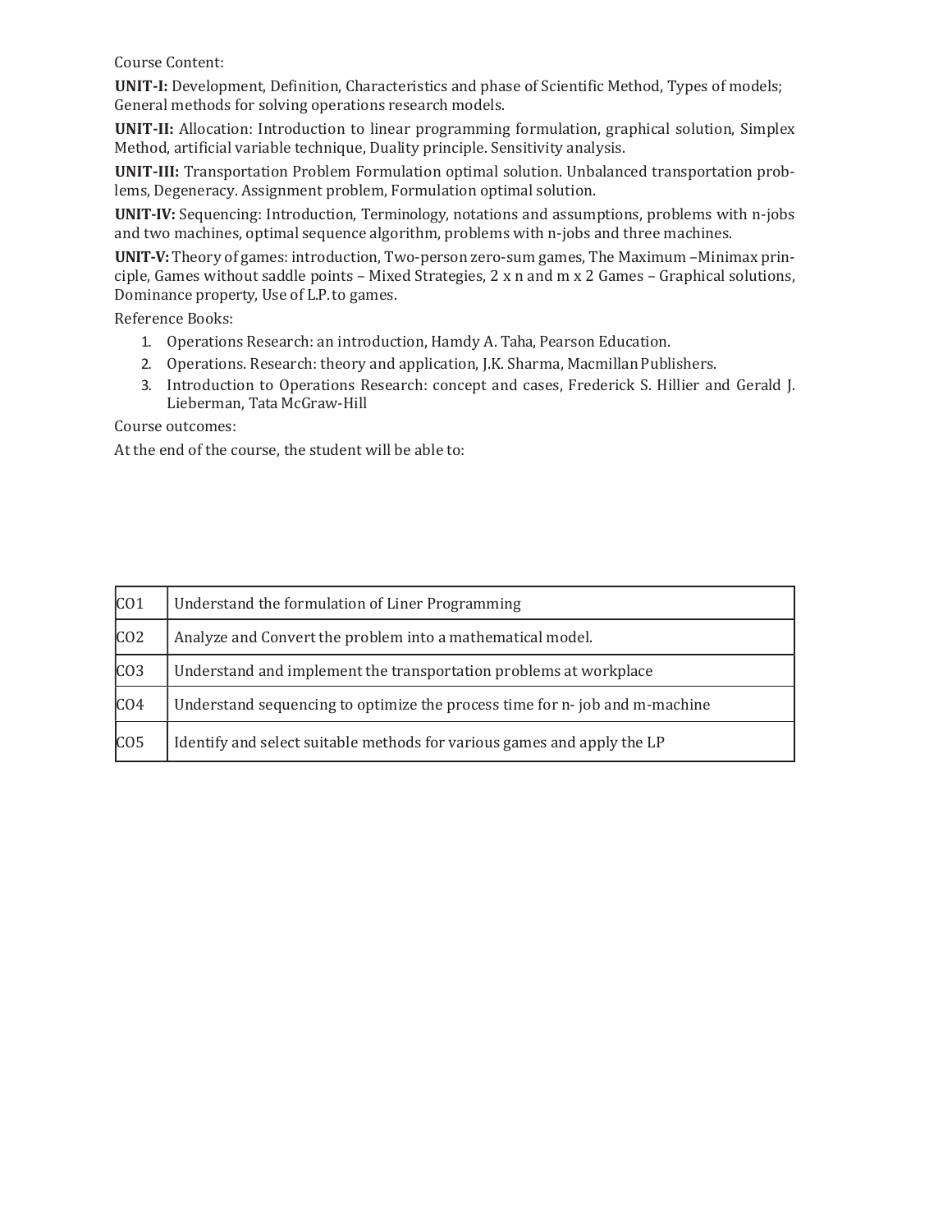Course Content:

**UNIT-I:** Development, Definition, Characteristics and phase of Scientific Method, Types of models; General methods for solving operations research models.

**UNIT-II:** Allocation: Introduction to linear programming formulation, graphical solution, Simplex Method, artificial variable technique, Duality principle. Sensitivity analysis.

**UNIT-III:** Transportation Problem Formulation optimal solution. Unbalanced transportation problems, Degeneracy. Assignment problem, Formulation optimal solution.

**UNIT-IV:** Sequencing: Introduction, Terminology, notations and assumptions, problems with n-jobs and two machines, optimal sequence algorithm, problems with n-jobs and three machines.

**UNIT-V:** Theory of games: introduction, Two-person zero-sum games, The Maximum –Minimax principle, Games without saddle points – Mixed Strategies, 2 x n and m x 2 Games – Graphical solutions, Dominance property, Use of L.P. to games.

Reference Books:

1. Operations Research: an introduction, Hamdy A. Taha, Pearson Education.
2. Operations. Research: theory and application, J.K. Sharma, Macmillan Publishers.
3. Introduction to Operations Research: concept and cases, Frederick S. Hillier and Gerald J. Lieberman, Tata McGraw-Hill

Course outcomes:

At the end of the course, the student will be able to:

| | |
|---|---|
| CO1 | Understand the formulation of Liner Programming |
| CO2 | Analyze and Convert the problem into a mathematical model. |
| CO3 | Understand and implement the transportation problems at workplace |
| CO4 | Understand sequencing to optimize the process time for n- job and m-machine |
| CO5 | Identify and select suitable methods for various games and apply the LP |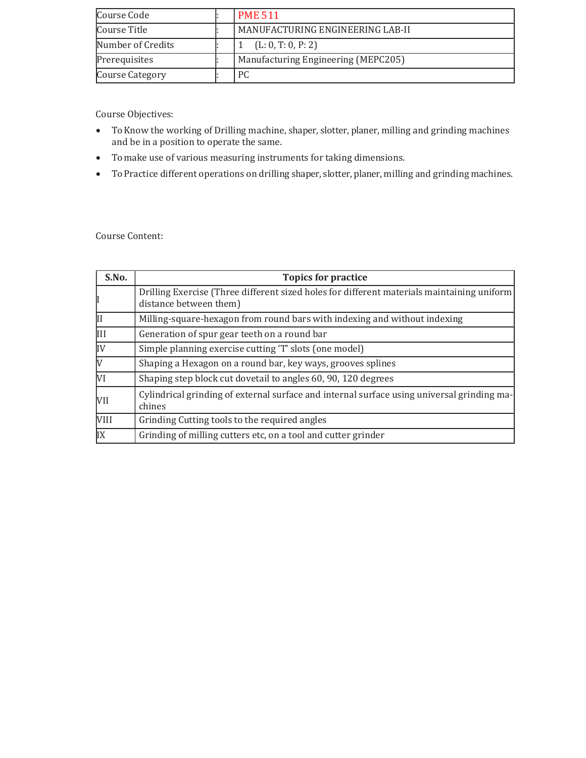| | | |
|---|---|---|
| Course Code | : | PME 511 |
| Course Title | : | MANUFACTURING ENGINEERING LAB-II |
| Number of Credits | : | 1 (L: 0, T: 0, P: 2) |
| Prerequisites | : | Manufacturing Engineering (MEPC205) |
| Course Category | : | PC |

Course Objectives:

- To Know the working of Drilling machine, shaper, slotter, planer, milling and grinding machines and be in a position to operate the same.
- To make use of various measuring instruments for taking dimensions.
- To Practice different operations on drilling shaper, slotter, planer, milling and grinding machines.

Course Content:

| S.No. | Topics for practice |
|---|---|
| I | Drilling Exercise (Three different sized holes for different materials maintaining uniform distance between them) |
| II | Milling-square-hexagon from round bars with indexing and without indexing |
| III | Generation of spur gear teeth on a round bar |
| IV | Simple planning exercise cutting 'T' slots (one model) |
| V | Shaping a Hexagon on a round bar, key ways, grooves splines |
| VI | Shaping step block cut dovetail to angles 60, 90, 120 degrees |
| VII | Cylindrical grinding of external surface and internal surface using universal grinding machines |
| VIII | Grinding Cutting tools to the required angles |
| IX | Grinding of milling cutters etc, on a tool and cutter grinder |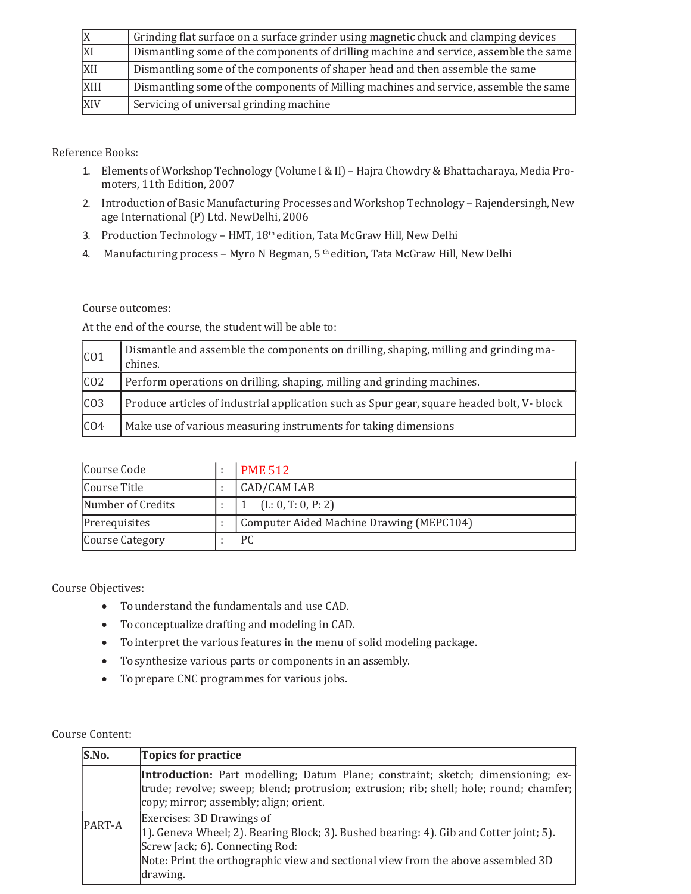| | |
|---|---|
| X | Grinding flat surface on a surface grinder using magnetic chuck and clamping devices |
| XI | Dismantling some of the components of drilling machine and service, assemble the same |
| XII | Dismantling some of the components of shaper head and then assemble the same |
| XIII | Dismantling some of the components of Milling machines and service, assemble the same |
| XIV | Servicing of universal grinding machine |

Reference Books:

1. Elements of Workshop Technology (Volume I & II) – Hajra Chowdry & Bhattacharaya, Media Promoters, 11th Edition, 2007
2. Introduction of Basic Manufacturing Processes and Workshop Technology – Rajendersingh, New age International (P) Ltd. NewDelhi, 2006
3. Production Technology – HMT, 18th edition, Tata McGraw Hill, New Delhi
4. Manufacturing process – Myro N Begman, 5 th edition, Tata McGraw Hill, New Delhi

Course outcomes:

At the end of the course, the student will be able to:

| | |
|---|---|
| CO1 | Dismantle and assemble the components on drilling, shaping, milling and grinding machines. |
| CO2 | Perform operations on drilling, shaping, milling and grinding machines. |
| CO3 | Produce articles of industrial application such as Spur gear, square headed bolt, V- block |
| CO4 | Make use of various measuring instruments for taking dimensions |

| | | |
|---|---|---|
| Course Code | : | PME 512 |
| Course Title | : | CAD/CAM LAB |
| Number of Credits | : | 1 (L: 0, T: 0, P: 2) |
| Prerequisites | : | Computer Aided Machine Drawing (MEPC104) |
| Course Category | : | PC |

Course Objectives:

- To understand the fundamentals and use CAD.
- To conceptualize drafting and modeling in CAD.
- To interpret the various features in the menu of solid modeling package.
- To synthesize various parts or components in an assembly.
- To prepare CNC programmes for various jobs.

Course Content:

| S.No. | Topics for practice |
|---|---|
| PART-A | **Introduction:** Part modelling; Datum Plane; constraint; sketch; dimensioning; extrude; revolve; sweep; blend; protrusion; extrusion; rib; shell; hole; round; chamfer; copy; mirror; assembly; align; orient. |
| | Exercises: 3D Drawings of<br>1). Geneva Wheel; 2). Bearing Block; 3). Bushed bearing: 4). Gib and Cotter joint; 5). Screw Jack; 6). Connecting Rod:<br>Note: Print the orthographic view and sectional view from the above assembled 3D drawing. |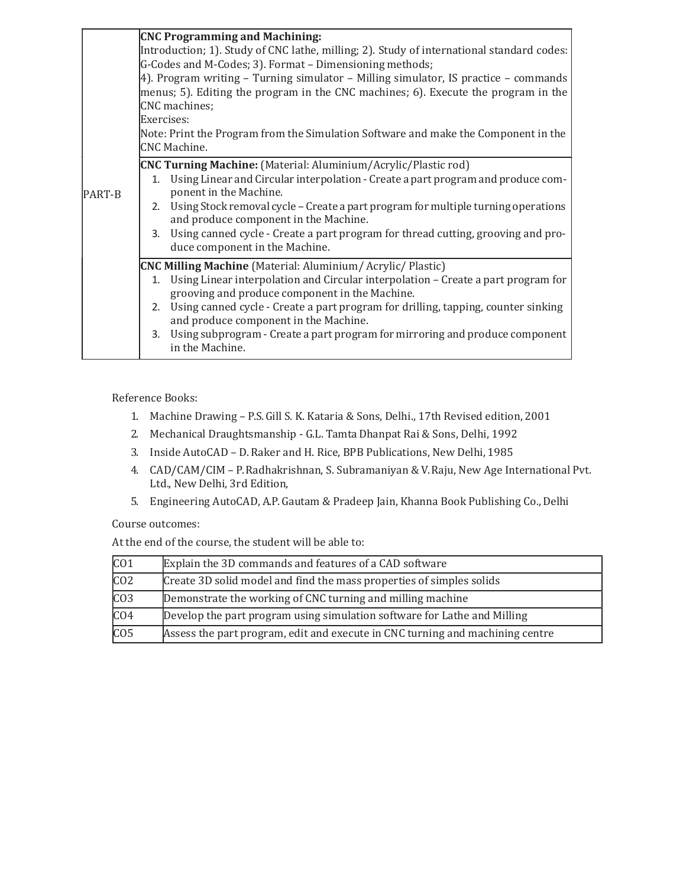| | |
|---|---|
| PART-B | **CNC Programming and Machining:**<br>Introduction; 1). Study of CNC lathe, milling; 2). Study of international standard codes: G-Codes and M-Codes; 3). Format – Dimensioning methods;<br>4). Program writing – Turning simulator – Milling simulator, IS practice – commands menus; 5). Editing the program in the CNC machines; 6). Execute the program in the CNC machines;<br>Exercises:<br>Note: Print the Program from the Simulation Software and make the Component in the CNC Machine. |
| | **CNC Turning Machine:** (Material: Aluminium/Acrylic/Plastic rod)<br>1. Using Linear and Circular interpolation - Create a part program and produce component in the Machine.<br>2. Using Stock removal cycle – Create a part program for multiple turning operations and produce component in the Machine.<br>3. Using canned cycle - Create a part program for thread cutting, grooving and produce component in the Machine. |
| | **CNC Milling Machine** (Material: Aluminium/ Acrylic/ Plastic)<br>1. Using Linear interpolation and Circular interpolation – Create a part program for grooving and produce component in the Machine.<br>2. Using canned cycle - Create a part program for drilling, tapping, counter sinking and produce component in the Machine.<br>3. Using subprogram - Create a part program for mirroring and produce component in the Machine. |

Reference Books:

1. Machine Drawing – P.S. Gill S. K. Kataria & Sons, Delhi., 17th Revised edition, 2001
2. Mechanical Draughtsmanship - G.L. Tamta Dhanpat Rai & Sons, Delhi, 1992
3. Inside AutoCAD – D. Raker and H. Rice, BPB Publications, New Delhi, 1985
4. CAD/CAM/CIM – P. Radhakrishnan, S. Subramaniyan & V. Raju, New Age International Pvt. Ltd., New Delhi, 3rd Edition,
5. Engineering AutoCAD, A.P. Gautam & Pradeep Jain, Khanna Book Publishing Co., Delhi

Course outcomes:

At the end of the course, the student will be able to:

| | |
|---|---|
| CO1 | Explain the 3D commands and features of a CAD software |
| CO2 | Create 3D solid model and find the mass properties of simples solids |
| CO3 | Demonstrate the working of CNC turning and milling machine |
| CO4 | Develop the part program using simulation software for Lathe and Milling |
| CO5 | Assess the part program, edit and execute in CNC turning and machining centre |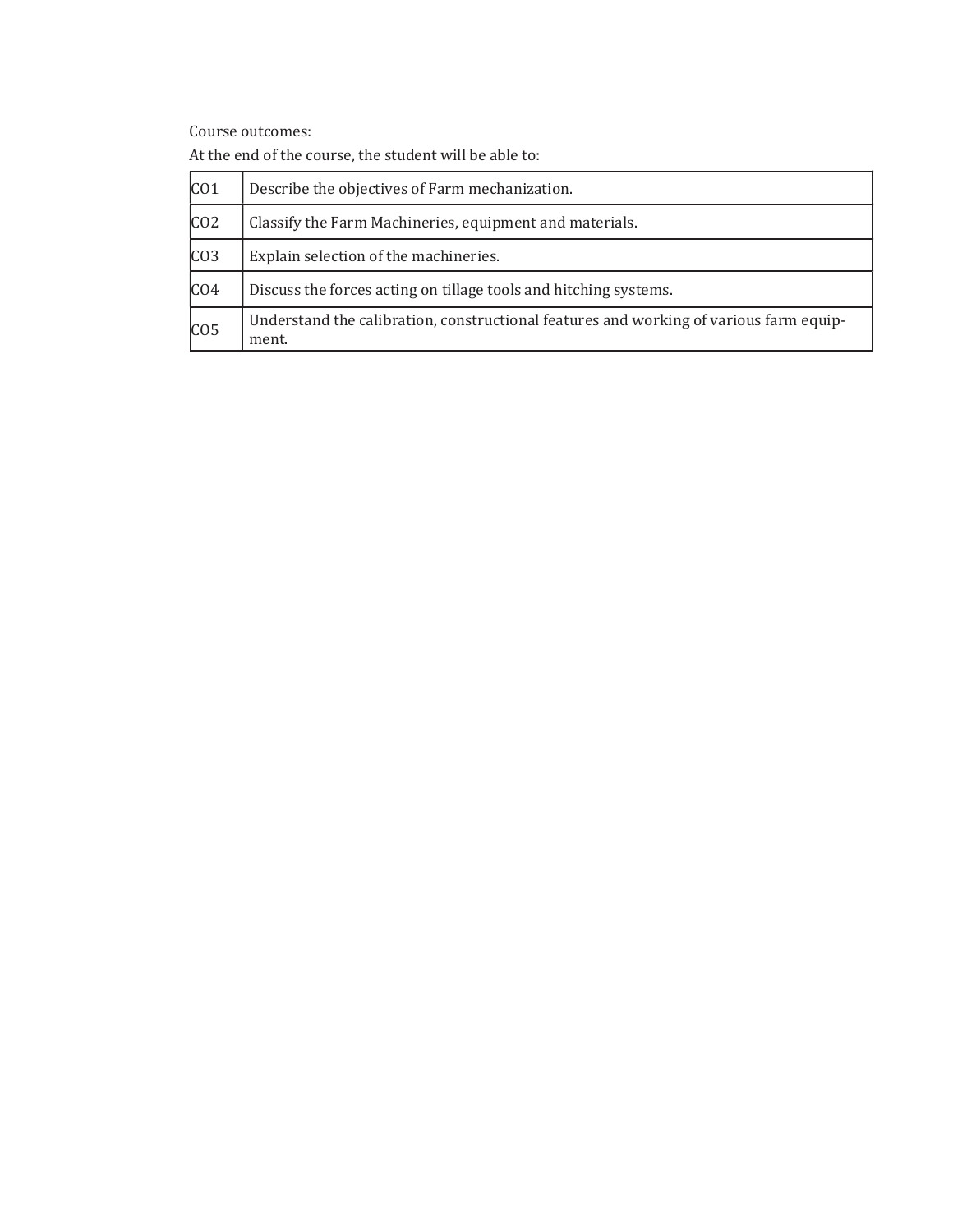Course outcomes:

At the end of the course, the student will be able to:

| | |
|---|---|
| CO1 | Describe the objectives of Farm mechanization. |
| CO2 | Classify the Farm Machineries, equipment and materials. |
| CO3 | Explain selection of the machineries. |
| CO4 | Discuss the forces acting on tillage tools and hitching systems. |
| CO5 | Understand the calibration, constructional features and working of various farm equipment. |